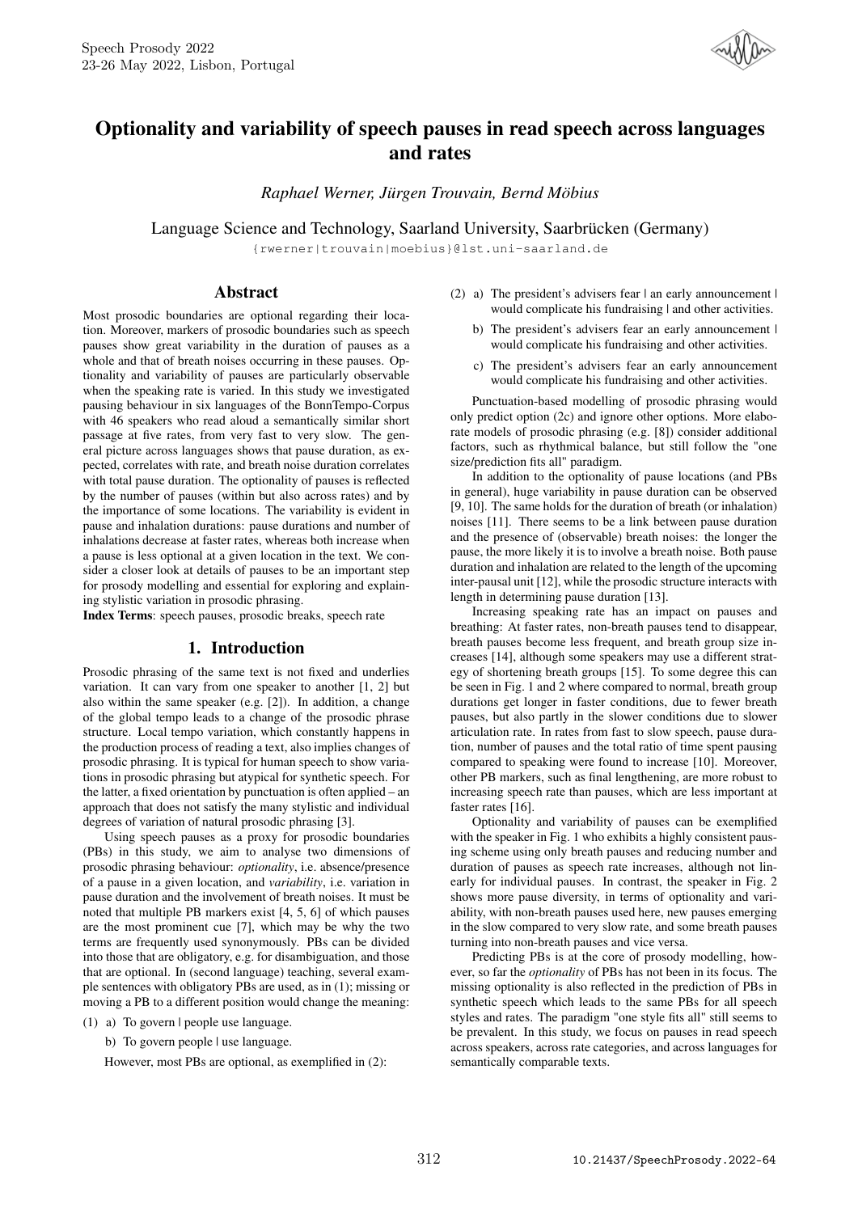# Optionality and variability of speech pauses in read speech across languages and rates

*Raphael Werner, Jürgen Trouvain, Bernd Möbius*

Language Science and Technology, Saarland University, Saarbrücken (Germany)

{rwerner|trouvain|moebius}@lst.uni-saarland.de

## Abstract

Most prosodic boundaries are optional regarding their location. Moreover, markers of prosodic boundaries such as speech pauses show great variability in the duration of pauses as a whole and that of breath noises occurring in these pauses. Optionality and variability of pauses are particularly observable when the speaking rate is varied. In this study we investigated pausing behaviour in six languages of the BonnTempo-Corpus with 46 speakers who read aloud a semantically similar short passage at five rates, from very fast to very slow. The general picture across languages shows that pause duration, as expected, correlates with rate, and breath noise duration correlates with total pause duration. The optionality of pauses is reflected by the number of pauses (within but also across rates) and by the importance of some locations. The variability is evident in pause and inhalation durations: pause durations and number of inhalations decrease at faster rates, whereas both increase when a pause is less optional at a given location in the text. We consider a closer look at details of pauses to be an important step for prosody modelling and essential for exploring and explaining stylistic variation in prosodic phrasing.

**Index Terms**: speech pauses, prosodic breaks, speech rate

## 1. Introduction

Prosodic phrasing of the same text is not fixed and underlies variation. It can vary from one speaker to another [1, 2] but also within the same speaker (e.g. [2]). In addition, a change of the global tempo leads to a change of the prosodic phrase structure. Local tempo variation, which constantly happens in the production process of reading a text, also implies changes of prosodic phrasing. It is typical for human speech to show variations in prosodic phrasing but atypical for synthetic speech. For the latter, a fixed orientation by punctuation is often applied – an approach that does not satisfy the many stylistic and individual degrees of variation of natural prosodic phrasing [3].

Using speech pauses as a proxy for prosodic boundaries (PBs) in this study, we aim to analyse two dimensions of prosodic phrasing behaviour: *optionality*, i.e. absence/presence of a pause in a given location, and *variability*, i.e. variation in pause duration and the involvement of breath noises. It must be noted that multiple PB markers exist [4, 5, 6] of which pauses are the most prominent cue [7], which may be why the two terms are frequently used synonymously. PBs can be divided into those that are obligatory, e.g. for disambiguation, and those that are optional. In (second language) teaching, several example sentences with obligatory PBs are used, as in (1); missing or moving a PB to a different position would change the meaning:

(1) a) To govern | people use language.

b) To govern people | use language.

However, most PBs are optional, as exemplified in (2):

(2) a) The president's advisers fear | an early announcement | would complicate his fundraising | and other activities.

b) The president's advisers fear an early announcement | would complicate his fundraising and other activities.

c) The president's advisers fear an early announcement would complicate his fundraising and other activities.

Punctuation-based modelling of prosodic phrasing would only predict option (2c) and ignore other options. More elaborate models of prosodic phrasing (e.g. [8]) consider additional factors, such as rhythmical balance, but still follow the "one size/prediction fits all" paradigm.

In addition to the optionality of pause locations (and PBs in general), huge variability in pause duration can be observed [9, 10]. The same holds for the duration of breath (or inhalation) noises [11]. There seems to be a link between pause duration and the presence of (observable) breath noises: the longer the pause, the more likely it is to involve a breath noise. Both pause duration and inhalation are related to the length of the upcoming inter-pausal unit [12], while the prosodic structure interacts with length in determining pause duration [13].

Increasing speaking rate has an impact on pauses and breathing: At faster rates, non-breath pauses tend to disappear, breath pauses become less frequent, and breath group size increases [14], although some speakers may use a different strategy of shortening breath groups [15]. To some degree this can be seen in Fig. 1 and 2 where compared to normal, breath group durations get longer in faster conditions, due to fewer breath pauses, but also partly in the slower conditions due to slower articulation rate. In rates from fast to slow speech, pause duration, number of pauses and the total ratio of time spent pausing compared to speaking were found to increase [10]. Moreover, other PB markers, such as final lengthening, are more robust to increasing speech rate than pauses, which are less important at faster rates [16].

Optionality and variability of pauses can be exemplified with the speaker in Fig. 1 who exhibits a highly consistent pausing scheme using only breath pauses and reducing number and duration of pauses as speech rate increases, although not linearly for individual pauses. In contrast, the speaker in Fig. 2 shows more pause diversity, in terms of optionality and variability, with non-breath pauses used here, new pauses emerging in the slow compared to very slow rate, and some breath pauses turning into non-breath pauses and vice versa.

Predicting PBs is at the core of prosody modelling, however, so far the *optionality* of PBs has not been in its focus. The missing optionality is also reflected in the prediction of PBs in synthetic speech which leads to the same PBs for all speech styles and rates. The paradigm "one style fits all" still seems to be prevalent. In this study, we focus on pauses in read speech across speakers, across rate categories, and across languages for semantically comparable texts.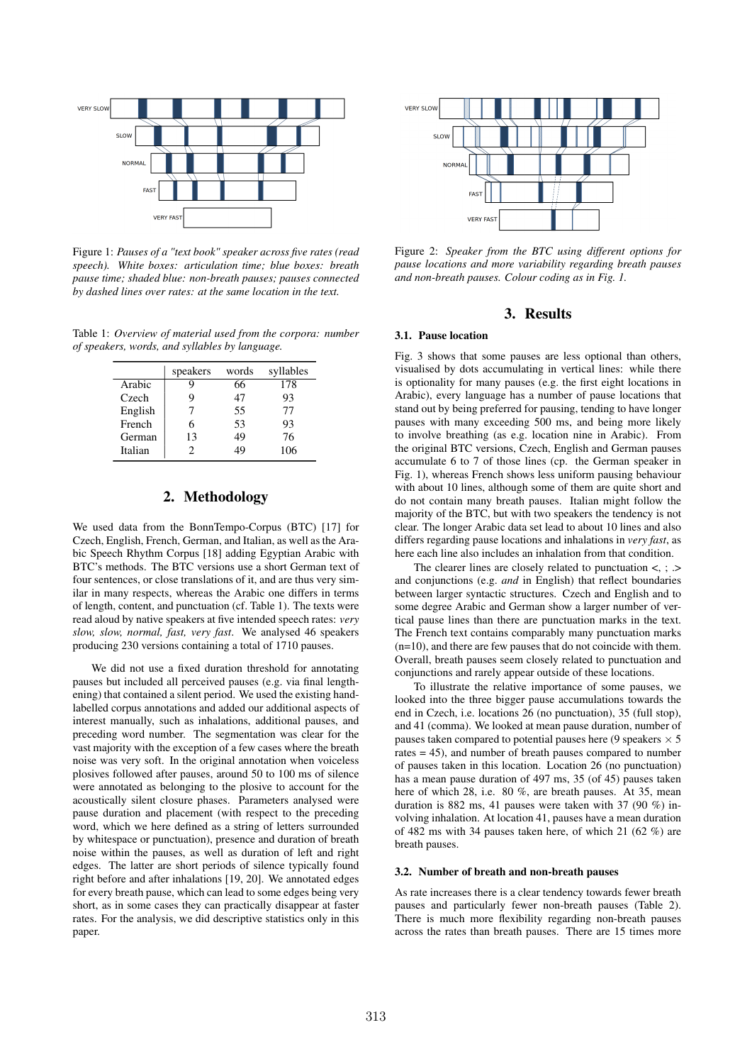Figure 1: *Pauses of a "text book" speaker across five rates (read speech). White boxes: articulation time; blue boxes: breath pause time; shaded blue: non-breath pauses; pauses connected by dashed lines over rates: at the same location in the text.*

Table 1: *Overview of material used from the corpora: number of speakers, words, and syllables by language.*

| | speakers | words | syllables |
|---|---|---|---|
| Arabic | 9 | 66 | 178 |
| Czech | 9 | 47 | 93 |
| English | 7 | 55 | 77 |
| French | 6 | 53 | 93 |
| German | 13 | 49 | 76 |
| Italian | 2 | 49 | 106 |

## 2. Methodology

We used data from the BonnTempo-Corpus (BTC) [17] for Czech, English, French, German, and Italian, as well as the Arabic Speech Rhythm Corpus [18] adding Egyptian Arabic with BTC's methods. The BTC versions use a short German text of four sentences, or close translations of it, and are thus very similar in many respects, whereas the Arabic one differs in terms of length, content, and punctuation (cf. Table 1). The texts were read aloud by native speakers at five intended speech rates: *very slow, slow, normal, fast, very fast*. We analysed 46 speakers producing 230 versions containing a total of 1710 pauses.

We did not use a fixed duration threshold for annotating pauses but included all perceived pauses (e.g. via final lengthening) that contained a silent period. We used the existing hand-labelled corpus annotations and added our additional aspects of interest manually, such as inhalations, additional pauses, and preceding word number. The segmentation was clear for the vast majority with the exception of a few cases where the breath noise was very soft. In the original annotation when voiceless plosives followed after pauses, around 50 to 100 ms of silence were annotated as belonging to the plosive to account for the acoustically silent closure phases. Parameters analysed were pause duration and placement (with respect to the preceding word, which we here defined as a string of letters surrounded by whitespace or punctuation), presence and duration of breath noise within the pauses, as well as duration of left and right edges. The latter are short periods of silence typically found right before and after inhalations [19, 20]. We annotated edges for every breath pause, which can lead to some edges being very short, as in some cases they can practically disappear at faster rates. For the analysis, we did descriptive statistics only in this paper.

Figure 2: *Speaker from the BTC using different options for pause locations and more variability regarding breath pauses and non-breath pauses. Colour coding as in Fig. 1.*

## 3. Results

### 3.1. Pause location

Fig. 3 shows that some pauses are less optional than others, visualised by dots accumulating in vertical lines: while there is optionality for many pauses (e.g. the first eight locations in Arabic), every language has a number of pause locations that stand out by being preferred for pausing, tending to have longer pauses with many exceeding 500 ms, and being more likely to involve breathing (as e.g. location nine in Arabic). From the original BTC versions, Czech, English and German pauses accumulate 6 to 7 of those lines (cp. the German speaker in Fig. 1), whereas French shows less uniform pausing behaviour with about 10 lines, although some of them are quite short and do not contain many breath pauses. Italian might follow the majority of the BTC, but with two speakers the tendency is not clear. The longer Arabic data set lead to about 10 lines and also differs regarding pause locations and inhalations in *very fast*, as here each line also includes an inhalation from that condition.

The clearer lines are closely related to punctuation <, ; .> and conjunctions (e.g. *and* in English) that reflect boundaries between larger syntactic structures. Czech and English and to some degree Arabic and German show a larger number of vertical pause lines than there are punctuation marks in the text. The French text contains comparably many punctuation marks (n=10), and there are few pauses that do not coincide with them. Overall, breath pauses seem closely related to punctuation and conjunctions and rarely appear outside of these locations.

To illustrate the relative importance of some pauses, we looked into the three bigger pause accumulations towards the end in Czech, i.e. locations 26 (no punctuation), 35 (full stop), and 41 (comma). We looked at mean pause duration, number of pauses taken compared to potential pauses here (9 speakers $\times$ 5 rates = 45), and number of breath pauses compared to number of pauses taken in this location. Location 26 (no punctuation) has a mean pause duration of 497 ms, 35 (of 45) pauses taken here of which 28, i.e. 80 %, are breath pauses. At 35, mean duration is 882 ms, 41 pauses were taken with 37 (90 %) involving inhalation. At location 41, pauses have a mean duration of 482 ms with 34 pauses taken here, of which 21 (62 %) are breath pauses.

### 3.2. Number of breath and non-breath pauses

As rate increases there is a clear tendency towards fewer breath pauses and particularly fewer non-breath pauses (Table 2). There is much more flexibility regarding non-breath pauses across the rates than breath pauses. There are 15 times more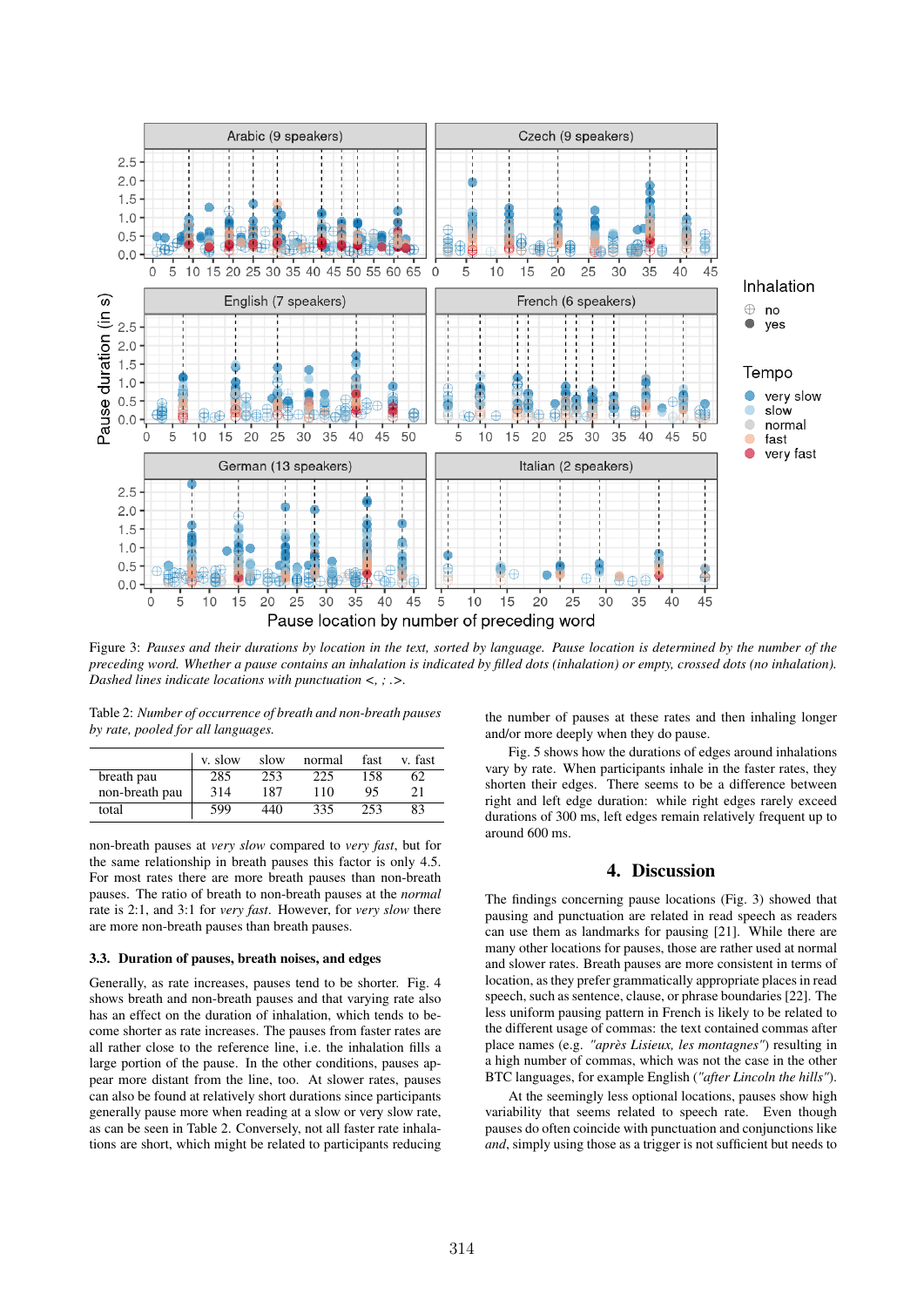Figure 3: *Pauses and their durations by location in the text, sorted by language. Pause location is determined by the number of the preceding word. Whether a pause contains an inhalation is indicated by filled dots (inhalation) or empty, crossed dots (no inhalation). Dashed lines indicate locations with punctuation <, ; .>.*

Table 2: *Number of occurrence of breath and non-breath pauses by rate, pooled for all languages.*

| | v. slow | slow | normal | fast | v. fast |
|---|---|---|---|---|---|
| breath pau | 285 | 253 | 225 | 158 | 62 |
| non-breath pau | 314 | 187 | 110 | 95 | 21 |
| total | 599 | 440 | 335 | 253 | 83 |

non-breath pauses at *very slow* compared to *very fast*, but for the same relationship in breath pauses this factor is only 4.5. For most rates there are more breath pauses than non-breath pauses. The ratio of breath to non-breath pauses at the *normal* rate is 2:1, and 3:1 for *very fast*. However, for *very slow* there are more non-breath pauses than breath pauses.

### 3.3. Duration of pauses, breath noises, and edges

Generally, as rate increases, pauses tend to be shorter. Fig. 4 shows breath and non-breath pauses and that varying rate also has an effect on the duration of inhalation, which tends to become shorter as rate increases. The pauses from faster rates are all rather close to the reference line, i.e. the inhalation fills a large portion of the pause. In the other conditions, pauses appear more distant from the line, too. At slower rates, pauses can also be found at relatively short durations since participants generally pause more when reading at a slow or very slow rate, as can be seen in Table 2. Conversely, not all faster rate inhalations are short, which might be related to participants reducing the number of pauses at these rates and then inhaling longer and/or more deeply when they do pause.

Fig. 5 shows how the durations of edges around inhalations vary by rate. When participants inhale in the faster rates, they shorten their edges. There seems to be a difference between right and left edge duration: while right edges rarely exceed durations of 300 ms, left edges remain relatively frequent up to around 600 ms.

## 4. Discussion

The findings concerning pause locations (Fig. 3) showed that pausing and punctuation are related in read speech as readers can use them as landmarks for pausing [21]. While there are many other locations for pauses, those are rather used at normal and slower rates. Breath pauses are more consistent in terms of location, as they prefer grammatically appropriate places in read speech, such as sentence, clause, or phrase boundaries [22]. The less uniform pausing pattern in French is likely to be related to the different usage of commas: the text contained commas after place names (e.g. *"après Lisieux, les montagnes"*) resulting in a high number of commas, which was not the case in the other BTC languages, for example English (*"after Lincoln the hills"*).

At the seemingly less optional locations, pauses show high variability that seems related to speech rate. Even though pauses do often coincide with punctuation and conjunctions like *and*, simply using those as a trigger is not sufficient but needs to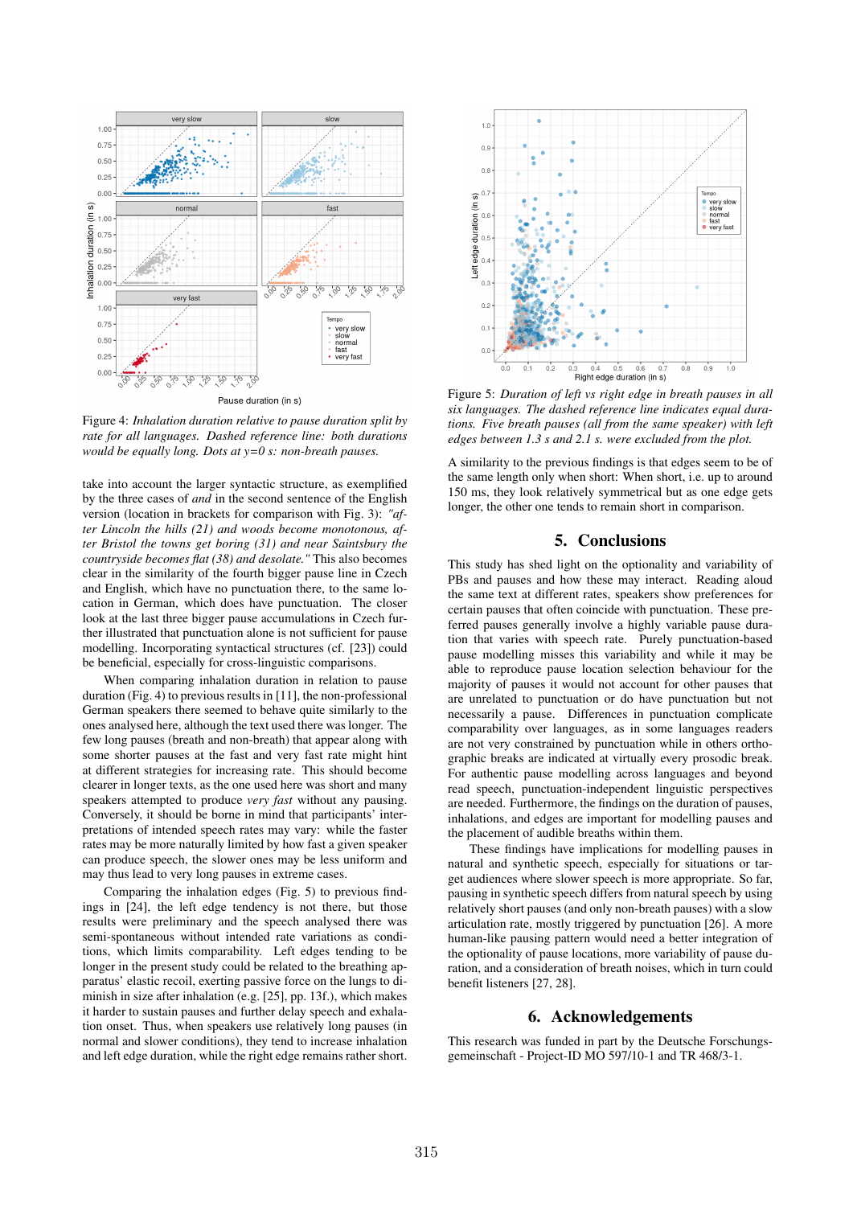Figure 4: *Inhalation duration relative to pause duration split by rate for all languages. Dashed reference line: both durations would be equally long. Dots at y=0 s: non-breath pauses.*

take into account the larger syntactic structure, as exemplified by the three cases of *and* in the second sentence of the English version (location in brackets for comparison with Fig. 3): *"after Lincoln the hills (21) and woods become monotonous, after Bristol the towns get boring (31) and near Saintsbury the countryside becomes flat (38) and desolate."* This also becomes clear in the similarity of the fourth bigger pause line in Czech and English, which have no punctuation there, to the same location in German, which does have punctuation. The closer look at the last three bigger pause accumulations in Czech further illustrated that punctuation alone is not sufficient for pause modelling. Incorporating syntactical structures (cf. [23]) could be beneficial, especially for cross-linguistic comparisons.

When comparing inhalation duration in relation to pause duration (Fig. 4) to previous results in [11], the non-professional German speakers there seemed to behave quite similarly to the ones analysed here, although the text used there was longer. The few long pauses (breath and non-breath) that appear along with some shorter pauses at the fast and very fast rate might hint at different strategies for increasing rate. This should become clearer in longer texts, as the one used here was short and many speakers attempted to produce *very fast* without any pausing. Conversely, it should be borne in mind that participants' interpretations of intended speech rates may vary: while the faster rates may be more naturally limited by how fast a given speaker can produce speech, the slower ones may be less uniform and may thus lead to very long pauses in extreme cases.

Comparing the inhalation edges (Fig. 5) to previous findings in [24], the left edge tendency is not there, but those results were preliminary and the speech analysed there was semi-spontaneous without intended rate variations as conditions, which limits comparability. Left edges tending to be longer in the present study could be related to the breathing apparatus' elastic recoil, exerting passive force on the lungs to diminish in size after inhalation (e.g. [25], pp. 13f.), which makes it harder to sustain pauses and further delay speech and exhalation onset. Thus, when speakers use relatively long pauses (in normal and slower conditions), they tend to increase inhalation and left edge duration, while the right edge remains rather short.

Figure 5: *Duration of left vs right edge in breath pauses in all six languages. The dashed reference line indicates equal durations. Five breath pauses (all from the same speaker) with left edges between 1.3 s and 2.1 s. were excluded from the plot.*

A similarity to the previous findings is that edges seem to be of the same length only when short: When short, i.e. up to around 150 ms, they look relatively symmetrical but as one edge gets longer, the other one tends to remain short in comparison.

## 5. Conclusions

This study has shed light on the optionality and variability of PBs and pauses and how these may interact. Reading aloud the same text at different rates, speakers show preferences for certain pauses that often coincide with punctuation. These preferred pauses generally involve a highly variable pause duration that varies with speech rate. Purely punctuation-based pause modelling misses this variability and while it may be able to reproduce pause location selection behaviour for the majority of pauses it would not account for other pauses that are unrelated to punctuation or do have punctuation but not necessarily a pause. Differences in punctuation complicate comparability over languages, as in some languages readers are not very constrained by punctuation while in others orthographic breaks are indicated at virtually every prosodic break. For authentic pause modelling across languages and beyond read speech, punctuation-independent linguistic perspectives are needed. Furthermore, the findings on the duration of pauses, inhalations, and edges are important for modelling pauses and the placement of audible breaths within them.

These findings have implications for modelling pauses in natural and synthetic speech, especially for situations or target audiences where slower speech is more appropriate. So far, pausing in synthetic speech differs from natural speech by using relatively short pauses (and only non-breath pauses) with a slow articulation rate, mostly triggered by punctuation [26]. A more human-like pausing pattern would need a better integration of the optionality of pause locations, more variability of pause duration, and a consideration of breath noises, which in turn could benefit listeners [27, 28].

## 6. Acknowledgements

This research was funded in part by the Deutsche Forschungsgemeinschaft - Project-ID MO 597/10-1 and TR 468/3-1.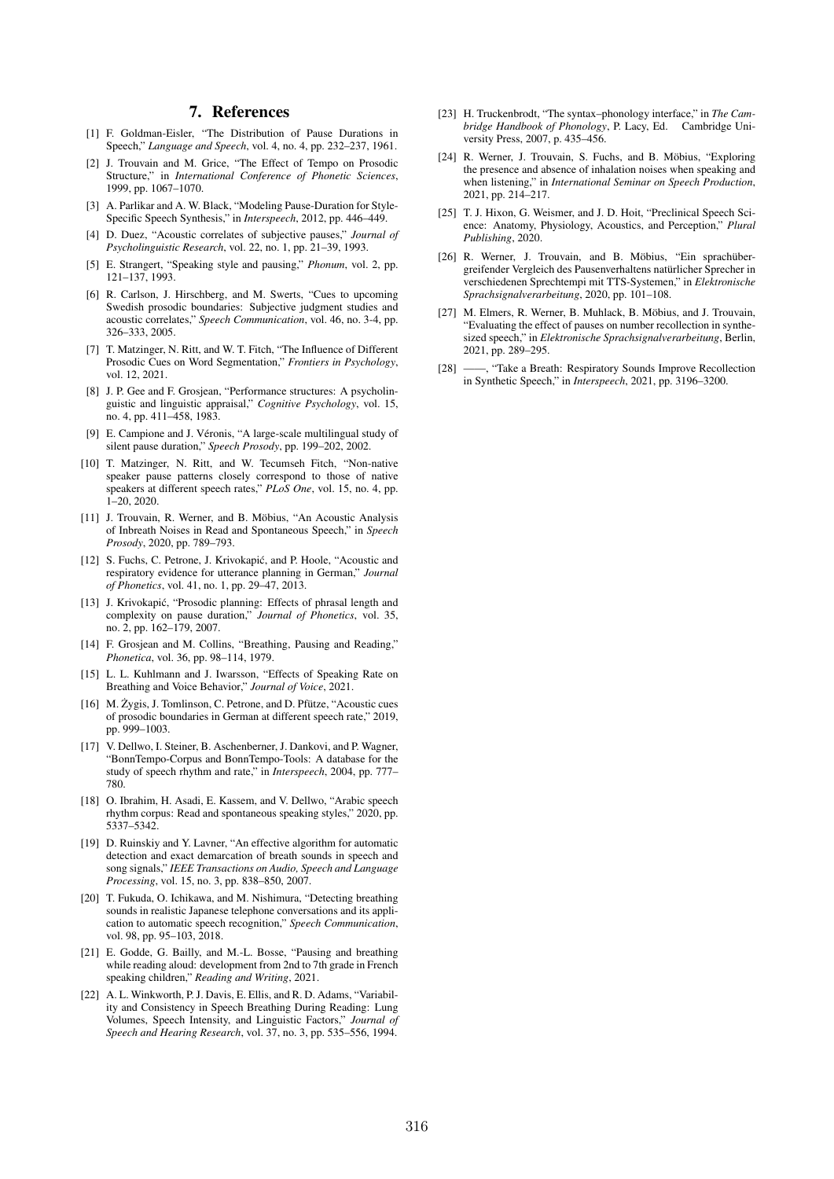## 7. References

[1] F. Goldman-Eisler, "The Distribution of Pause Durations in Speech," *Language and Speech*, vol. 4, no. 4, pp. 232–237, 1961.

[2] J. Trouvain and M. Grice, "The Effect of Tempo on Prosodic Structure," in *International Conference of Phonetic Sciences*, 1999, pp. 1067–1070.

[3] A. Parlikar and A. W. Black, "Modeling Pause-Duration for Style-Specific Speech Synthesis," in *Interspeech*, 2012, pp. 446–449.

[4] D. Duez, "Acoustic correlates of subjective pauses," *Journal of Psycholinguistic Research*, vol. 22, no. 1, pp. 21–39, 1993.

[5] E. Strangert, "Speaking style and pausing," *Phonum*, vol. 2, pp. 121–137, 1993.

[6] R. Carlson, J. Hirschberg, and M. Swerts, "Cues to upcoming Swedish prosodic boundaries: Subjective judgment studies and acoustic correlates," *Speech Communication*, vol. 46, no. 3-4, pp. 326–333, 2005.

[7] T. Matzinger, N. Ritt, and W. T. Fitch, "The Influence of Different Prosodic Cues on Word Segmentation," *Frontiers in Psychology*, vol. 12, 2021.

[8] J. P. Gee and F. Grosjean, "Performance structures: A psycholinguistic and linguistic appraisal," *Cognitive Psychology*, vol. 15, no. 4, pp. 411–458, 1983.

[9] E. Campione and J. Véronis, "A large-scale multilingual study of silent pause duration," *Speech Prosody*, pp. 199–202, 2002.

[10] T. Matzinger, N. Ritt, and W. Tecumseh Fitch, "Non-native speaker pause patterns closely correspond to those of native speakers at different speech rates," *PLoS One*, vol. 15, no. 4, pp. 1–20, 2020.

[11] J. Trouvain, R. Werner, and B. Möbius, "An Acoustic Analysis of Inbreath Noises in Read and Spontaneous Speech," in *Speech Prosody*, 2020, pp. 789–793.

[12] S. Fuchs, C. Petrone, J. Krivokapić, and P. Hoole, "Acoustic and respiratory evidence for utterance planning in German," *Journal of Phonetics*, vol. 41, no. 1, pp. 29–47, 2013.

[13] J. Krivokapić, "Prosodic planning: Effects of phrasal length and complexity on pause duration," *Journal of Phonetics*, vol. 35, no. 2, pp. 162–179, 2007.

[14] F. Grosjean and M. Collins, "Breathing, Pausing and Reading," *Phonetica*, vol. 36, pp. 98–114, 1979.

[15] L. L. Kuhlmann and J. Iwarsson, "Effects of Speaking Rate on Breathing and Voice Behavior," *Journal of Voice*, 2021.

[16] M. Żygis, J. Tomlinson, C. Petrone, and D. Pfütze, "Acoustic cues of prosodic boundaries in German at different speech rate," 2019, pp. 999–1003.

[17] V. Dellwo, I. Steiner, B. Aschenberner, J. Dankovi, and P. Wagner, "BonnTempo-Corpus and BonnTempo-Tools: A database for the study of speech rhythm and rate," in *Interspeech*, 2004, pp. 777–780.

[18] O. Ibrahim, H. Asadi, E. Kassem, and V. Dellwo, "Arabic speech rhythm corpus: Read and spontaneous speaking styles," 2020, pp. 5337–5342.

[19] D. Ruinskiy and Y. Lavner, "An effective algorithm for automatic detection and exact demarcation of breath sounds in speech and song signals," *IEEE Transactions on Audio, Speech and Language Processing*, vol. 15, no. 3, pp. 838–850, 2007.

[20] T. Fukuda, O. Ichikawa, and M. Nishimura, "Detecting breathing sounds in realistic Japanese telephone conversations and its application to automatic speech recognition," *Speech Communication*, vol. 98, pp. 95–103, 2018.

[21] E. Godde, G. Bailly, and M.-L. Bosse, "Pausing and breathing while reading aloud: development from 2nd to 7th grade in French speaking children," *Reading and Writing*, 2021.

[22] A. L. Winkworth, P. J. Davis, E. Ellis, and R. D. Adams, "Variability and Consistency in Speech Breathing During Reading: Lung Volumes, Speech Intensity, and Linguistic Factors," *Journal of Speech and Hearing Research*, vol. 37, no. 3, pp. 535–556, 1994.

[23] H. Truckenbrodt, "The syntax–phonology interface," in *The Cambridge Handbook of Phonology*, P. Lacy, Ed. Cambridge University Press, 2007, p. 435–456.

[24] R. Werner, J. Trouvain, S. Fuchs, and B. Möbius, "Exploring the presence and absence of inhalation noises when speaking and when listening," in *International Seminar on Speech Production*, 2021, pp. 214–217.

[25] T. J. Hixon, G. Weismer, and J. D. Hoit, "Preclinical Speech Science: Anatomy, Physiology, Acoustics, and Perception," *Plural Publishing*, 2020.

[26] R. Werner, J. Trouvain, and B. Möbius, "Ein sprachübergreifender Vergleich des Pausenverhaltens natürlicher Sprecher in verschiedenen Sprechtempi mit TTS-Systemen," in *Elektronische Sprachsignalverarbeitung*, 2020, pp. 101–108.

[27] M. Elmers, R. Werner, B. Muhlack, B. Möbius, and J. Trouvain, "Evaluating the effect of pauses on number recollection in synthesized speech," in *Elektronische Sprachsignalverarbeitung*, Berlin, 2021, pp. 289–295.

[28] ——, "Take a Breath: Respiratory Sounds Improve Recollection in Synthetic Speech," in *Interspeech*, 2021, pp. 3196–3200.